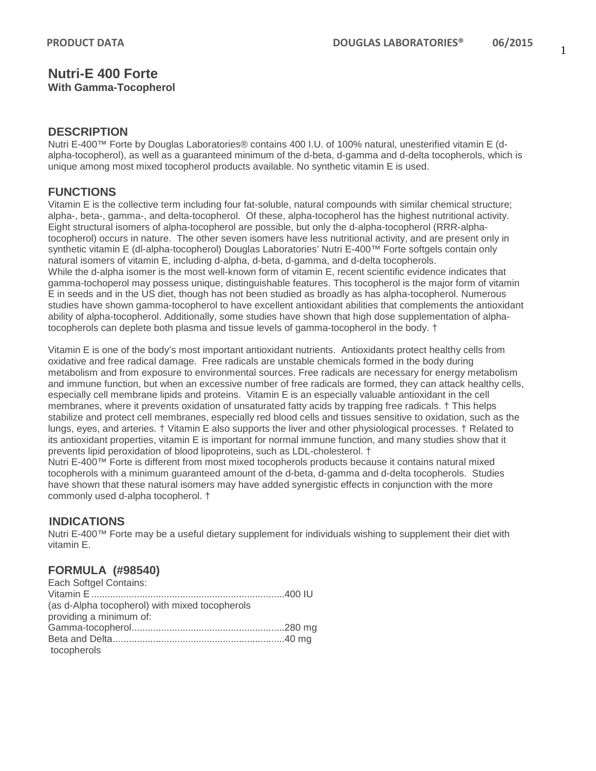# Nutri-E 400 Forte

**With Gamma-Tocopherol**

## DESCRIPTION

Nutri E-400™ Forte by Douglas Laboratories® contains 400 I.U. of 100% natural, unesterified vitamin E (d-alpha-tocopherol), as well as a guaranteed minimum of the d-beta, d-gamma and d-delta tocopherols, which is unique among most mixed tocopherol products available. No synthetic vitamin E is used.

## FUNCTIONS

Vitamin E is the collective term including four fat-soluble, natural compounds with similar chemical structure; alpha-, beta-, gamma-, and delta-tocopherol. Of these, alpha-tocopherol has the highest nutritional activity. Eight structural isomers of alpha-tocopherol are possible, but only the d-alpha-tocopherol (RRR-alpha-tocopherol) occurs in nature. The other seven isomers have less nutritional activity, and are present only in synthetic vitamin E (dl-alpha-tocopherol) Douglas Laboratories' Nutri E-400™ Forte softgels contain only natural isomers of vitamin E, including d-alpha, d-beta, d-gamma, and d-delta tocopherols.
While the d-alpha isomer is the most well-known form of vitamin E, recent scientific evidence indicates that gamma-tochoperol may possess unique, distinguishable features. This tocopherol is the major form of vitamin E in seeds and in the US diet, though has not been studied as broadly as has alpha-tocopherol. Numerous studies have shown gamma-tocopherol to have excellent antioxidant abilities that complements the antioxidant ability of alpha-tocopherol. Additionally, some studies have shown that high dose supplementation of alpha-tocopherols can deplete both plasma and tissue levels of gamma-tocopherol in the body. †

Vitamin E is one of the body's most important antioxidant nutrients. Antioxidants protect healthy cells from oxidative and free radical damage. Free radicals are unstable chemicals formed in the body during metabolism and from exposure to environmental sources. Free radicals are necessary for energy metabolism and immune function, but when an excessive number of free radicals are formed, they can attack healthy cells, especially cell membrane lipids and proteins. Vitamin E is an especially valuable antioxidant in the cell membranes, where it prevents oxidation of unsaturated fatty acids by trapping free radicals. † This helps stabilize and protect cell membranes, especially red blood cells and tissues sensitive to oxidation, such as the lungs, eyes, and arteries. † Vitamin E also supports the liver and other physiological processes. † Related to its antioxidant properties, vitamin E is important for normal immune function, and many studies show that it prevents lipid peroxidation of blood lipoproteins, such as LDL-cholesterol. †
Nutri E-400™ Forte is different from most mixed tocopherols products because it contains natural mixed tocopherols with a minimum guaranteed amount of the d-beta, d-gamma and d-delta tocopherols. Studies have shown that these natural isomers may have added synergistic effects in conjunction with the more commonly used d-alpha tocopherol. †

## INDICATIONS

Nutri E-400™ Forte may be a useful dietary supplement for individuals wishing to supplement their diet with vitamin E.

## FORMULA (#98540)

Each Softgel Contains:
Vitamin E........................................................................400 IU
(as d-Alpha tocopherol) with mixed tocopherols
providing a minimum of:
Gamma-tocopherol.........................................................280 mg
Beta and Delta................................................................40 mg
tocopherols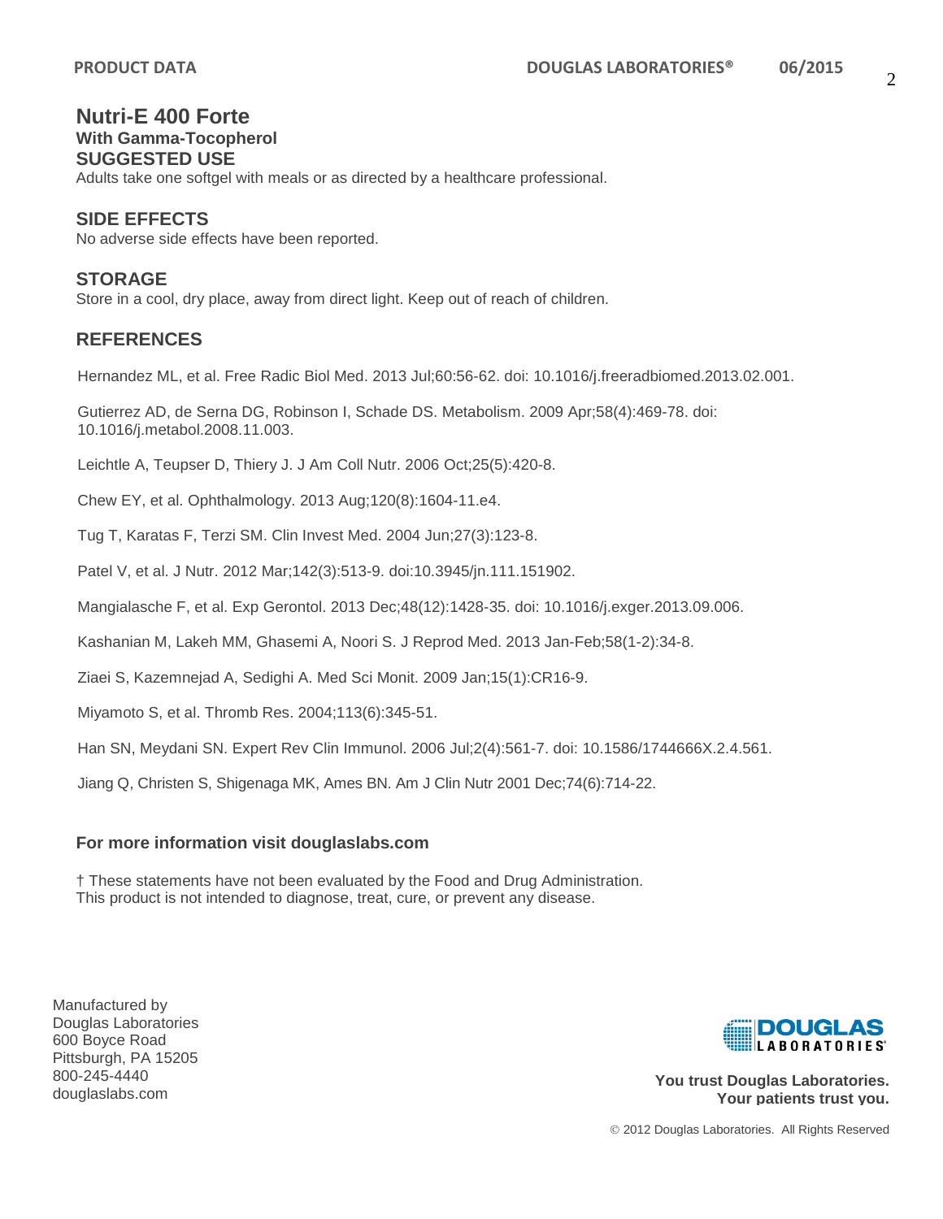# Nutri-E 400 Forte

### With Gamma-Tocopherol

## SUGGESTED USE

Adults take one softgel with meals or as directed by a healthcare professional.

## SIDE EFFECTS

No adverse side effects have been reported.

## STORAGE

Store in a cool, dry place, away from direct light. Keep out of reach of children.

## REFERENCES

Hernandez ML, et al. Free Radic Biol Med. 2013 Jul;60:56-62. doi: 10.1016/j.freeradbiomed.2013.02.001.

Gutierrez AD, de Serna DG, Robinson I, Schade DS. Metabolism. 2009 Apr;58(4):469-78. doi: 10.1016/j.metabol.2008.11.003.

Leichtle A, Teupser D, Thiery J. J Am Coll Nutr. 2006 Oct;25(5):420-8.

Chew EY, et al. Ophthalmology. 2013 Aug;120(8):1604-11.e4.

Tug T, Karatas F, Terzi SM. Clin Invest Med. 2004 Jun;27(3):123-8.

Patel V, et al. J Nutr. 2012 Mar;142(3):513-9. doi:10.3945/jn.111.151902.

Mangialasche F, et al. Exp Gerontol. 2013 Dec;48(12):1428-35. doi: 10.1016/j.exger.2013.09.006.

Kashanian M, Lakeh MM, Ghasemi A, Noori S. J Reprod Med. 2013 Jan-Feb;58(1-2):34-8.

Ziaei S, Kazemnejad A, Sedighi A. Med Sci Monit. 2009 Jan;15(1):CR16-9.

Miyamoto S, et al. Thromb Res. 2004;113(6):345-51.

Han SN, Meydani SN. Expert Rev Clin Immunol. 2006 Jul;2(4):561-7. doi: 10.1586/1744666X.2.4.561.

Jiang Q, Christen S, Shigenaga MK, Ames BN. Am J Clin Nutr 2001 Dec;74(6):714-22.

**For more information visit douglaslabs.com**

† These statements have not been evaluated by the Food and Drug Administration.
This product is not intended to diagnose, treat, cure, or prevent any disease.

Manufactured by
Douglas Laboratories
600 Boyce Road
Pittsburgh, PA 15205
800-245-4440
douglaslabs.com

DOUGLAS LABORATORIES®

**You trust Douglas Laboratories.**
**Your patients trust you.**

© 2012 Douglas Laboratories. All Rights Reserved